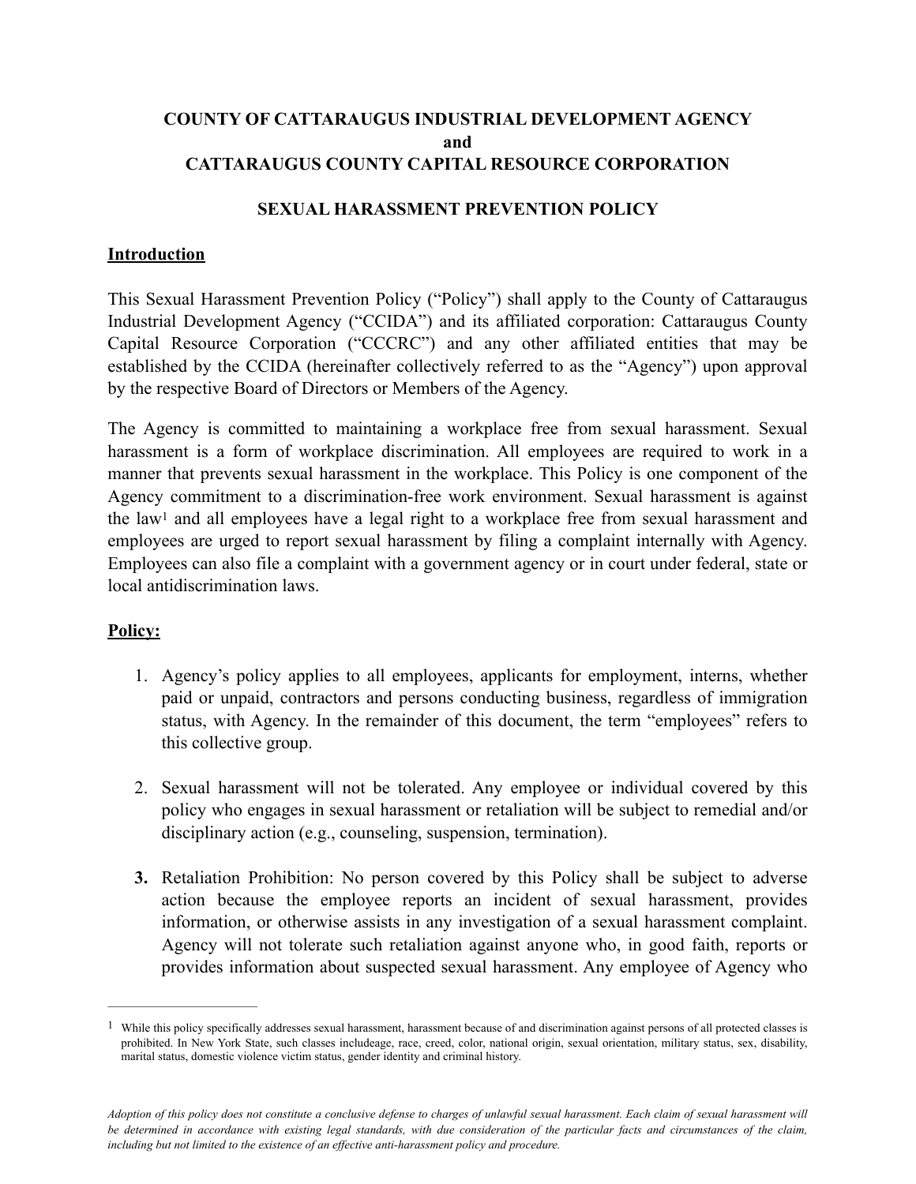**COUNTY OF CATTARAUGUS INDUSTRIAL DEVELOPMENT AGENCY**
**and**
**CATTARAUGUS COUNTY CAPITAL RESOURCE CORPORATION**

**SEXUAL HARASSMENT PREVENTION POLICY**

## Introduction

This Sexual Harassment Prevention Policy ("Policy") shall apply to the County of Cattaraugus Industrial Development Agency ("CCIDA") and its affiliated corporation: Cattaraugus County Capital Resource Corporation ("CCCRC") and any other affiliated entities that may be established by the CCIDA (hereinafter collectively referred to as the "Agency") upon approval by the respective Board of Directors or Members of the Agency.

The Agency is committed to maintaining a workplace free from sexual harassment. Sexual harassment is a form of workplace discrimination. All employees are required to work in a manner that prevents sexual harassment in the workplace. This Policy is one component of the Agency commitment to a discrimination-free work environment. Sexual harassment is against the law[1] and all employees have a legal right to a workplace free from sexual harassment and employees are urged to report sexual harassment by filing a complaint internally with Agency. Employees can also file a complaint with a government agency or in court under federal, state or local antidiscrimination laws.

## Policy:

1. Agency's policy applies to all employees, applicants for employment, interns, whether paid or unpaid, contractors and persons conducting business, regardless of immigration status, with Agency. In the remainder of this document, the term "employees" refers to this collective group.

2. Sexual harassment will not be tolerated. Any employee or individual covered by this policy who engages in sexual harassment or retaliation will be subject to remedial and/or disciplinary action (e.g., counseling, suspension, termination).

3. Retaliation Prohibition: No person covered by this Policy shall be subject to adverse action because the employee reports an incident of sexual harassment, provides information, or otherwise assists in any investigation of a sexual harassment complaint. Agency will not tolerate such retaliation against anyone who, in good faith, reports or provides information about suspected sexual harassment. Any employee of Agency who

[1] While this policy specifically addresses sexual harassment, harassment because of and discrimination against persons of all protected classes is prohibited. In New York State, such classes includeage, race, creed, color, national origin, sexual orientation, military status, sex, disability, marital status, domestic violence victim status, gender identity and criminal history.

*Adoption of this policy does not constitute a conclusive defense to charges of unlawful sexual harassment. Each claim of sexual harassment will be determined in accordance with existing legal standards, with due consideration of the particular facts and circumstances of the claim, including but not limited to the existence of an effective anti-harassment policy and procedure.*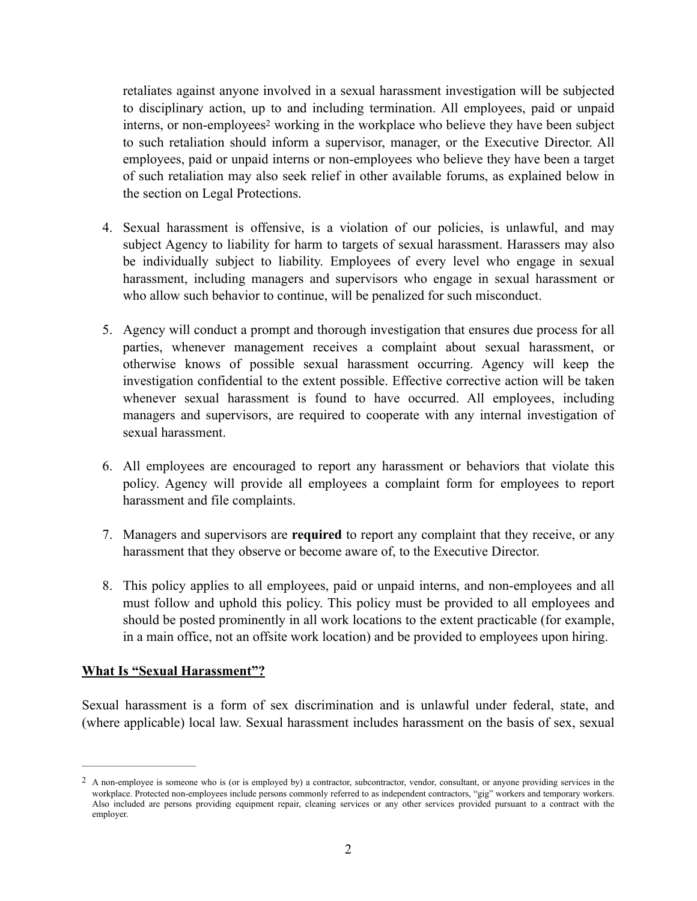retaliates against anyone involved in a sexual harassment investigation will be subjected to disciplinary action, up to and including termination. All employees, paid or unpaid interns, or non-employees[2] working in the workplace who believe they have been subject to such retaliation should inform a supervisor, manager, or the Executive Director. All employees, paid or unpaid interns or non-employees who believe they have been a target of such retaliation may also seek relief in other available forums, as explained below in the section on Legal Protections.

4. Sexual harassment is offensive, is a violation of our policies, is unlawful, and may subject Agency to liability for harm to targets of sexual harassment. Harassers may also be individually subject to liability. Employees of every level who engage in sexual harassment, including managers and supervisors who engage in sexual harassment or who allow such behavior to continue, will be penalized for such misconduct.

5. Agency will conduct a prompt and thorough investigation that ensures due process for all parties, whenever management receives a complaint about sexual harassment, or otherwise knows of possible sexual harassment occurring. Agency will keep the investigation confidential to the extent possible. Effective corrective action will be taken whenever sexual harassment is found to have occurred. All employees, including managers and supervisors, are required to cooperate with any internal investigation of sexual harassment.

6. All employees are encouraged to report any harassment or behaviors that violate this policy. Agency will provide all employees a complaint form for employees to report harassment and file complaints.

7. Managers and supervisors are **required** to report any complaint that they receive, or any harassment that they observe or become aware of, to the Executive Director.

8. This policy applies to all employees, paid or unpaid interns, and non-employees and all must follow and uphold this policy. This policy must be provided to all employees and should be posted prominently in all work locations to the extent practicable (for example, in a main office, not an offsite work location) and be provided to employees upon hiring.

**<u>What Is "Sexual Harassment"?</u>**

Sexual harassment is a form of sex discrimination and is unlawful under federal, state, and (where applicable) local law. Sexual harassment includes harassment on the basis of sex, sexual

---

[2] A non-employee is someone who is (or is employed by) a contractor, subcontractor, vendor, consultant, or anyone providing services in the workplace. Protected non-employees include persons commonly referred to as independent contractors, "gig" workers and temporary workers. Also included are persons providing equipment repair, cleaning services or any other services provided pursuant to a contract with the employer.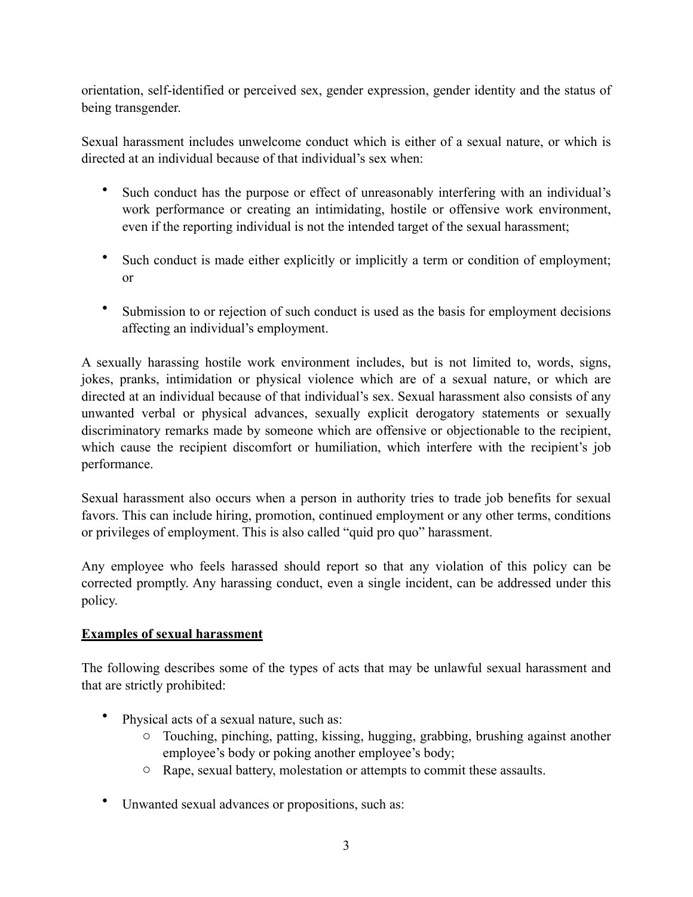orientation, self-identified or perceived sex, gender expression, gender identity and the status of being transgender.

Sexual harassment includes unwelcome conduct which is either of a sexual nature, or which is directed at an individual because of that individual's sex when:

- Such conduct has the purpose or effect of unreasonably interfering with an individual's work performance or creating an intimidating, hostile or offensive work environment, even if the reporting individual is not the intended target of the sexual harassment;

- Such conduct is made either explicitly or implicitly a term or condition of employment; or

- Submission to or rejection of such conduct is used as the basis for employment decisions affecting an individual's employment.

A sexually harassing hostile work environment includes, but is not limited to, words, signs, jokes, pranks, intimidation or physical violence which are of a sexual nature, or which are directed at an individual because of that individual's sex. Sexual harassment also consists of any unwanted verbal or physical advances, sexually explicit derogatory statements or sexually discriminatory remarks made by someone which are offensive or objectionable to the recipient, which cause the recipient discomfort or humiliation, which interfere with the recipient's job performance.

Sexual harassment also occurs when a person in authority tries to trade job benefits for sexual favors. This can include hiring, promotion, continued employment or any other terms, conditions or privileges of employment. This is also called "quid pro quo" harassment.

Any employee who feels harassed should report so that any violation of this policy can be corrected promptly. Any harassing conduct, even a single incident, can be addressed under this policy.

**<u>Examples of sexual harassment</u>**

The following describes some of the types of acts that may be unlawful sexual harassment and that are strictly prohibited:

- Physical acts of a sexual nature, such as:
  - Touching, pinching, patting, kissing, hugging, grabbing, brushing against another employee's body or poking another employee's body;
  - Rape, sexual battery, molestation or attempts to commit these assaults.

- Unwanted sexual advances or propositions, such as: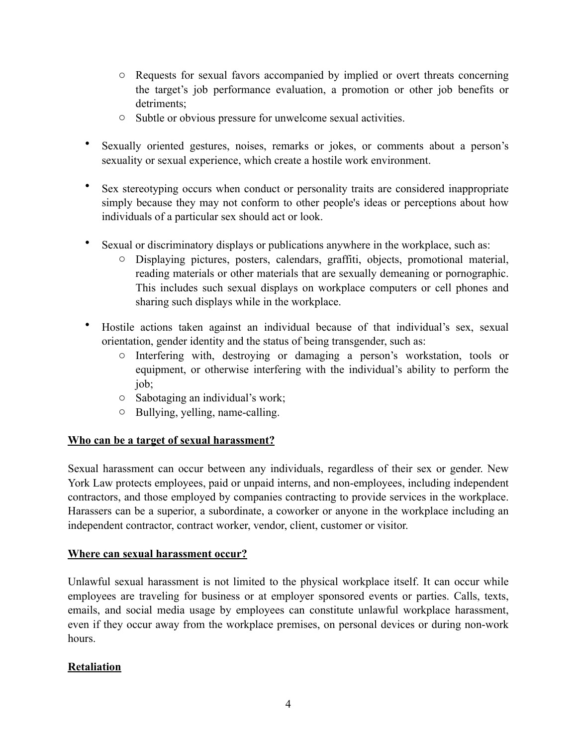- Requests for sexual favors accompanied by implied or overt threats concerning the target's job performance evaluation, a promotion or other job benefits or detriments;
    - Subtle or obvious pressure for unwelcome sexual activities.

- Sexually oriented gestures, noises, remarks or jokes, or comments about a person's sexuality or sexual experience, which create a hostile work environment.

- Sex stereotyping occurs when conduct or personality traits are considered inappropriate simply because they may not conform to other people's ideas or perceptions about how individuals of a particular sex should act or look.

- Sexual or discriminatory displays or publications anywhere in the workplace, such as:
    - Displaying pictures, posters, calendars, graffiti, objects, promotional material, reading materials or other materials that are sexually demeaning or pornographic. This includes such sexual displays on workplace computers or cell phones and sharing such displays while in the workplace.

- Hostile actions taken against an individual because of that individual's sex, sexual orientation, gender identity and the status of being transgender, such as:
    - Interfering with, destroying or damaging a person's workstation, tools or equipment, or otherwise interfering with the individual's ability to perform the job;
    - Sabotaging an individual's work;
    - Bullying, yelling, name-calling.

**<u>Who can be a target of sexual harassment?</u>**

Sexual harassment can occur between any individuals, regardless of their sex or gender. New York Law protects employees, paid or unpaid interns, and non-employees, including independent contractors, and those employed by companies contracting to provide services in the workplace. Harassers can be a superior, a subordinate, a coworker or anyone in the workplace including an independent contractor, contract worker, vendor, client, customer or visitor.

**<u>Where can sexual harassment occur?</u>**

Unlawful sexual harassment is not limited to the physical workplace itself. It can occur while employees are traveling for business or at employer sponsored events or parties. Calls, texts, emails, and social media usage by employees can constitute unlawful workplace harassment, even if they occur away from the workplace premises, on personal devices or during non-work hours.

**<u>Retaliation</u>**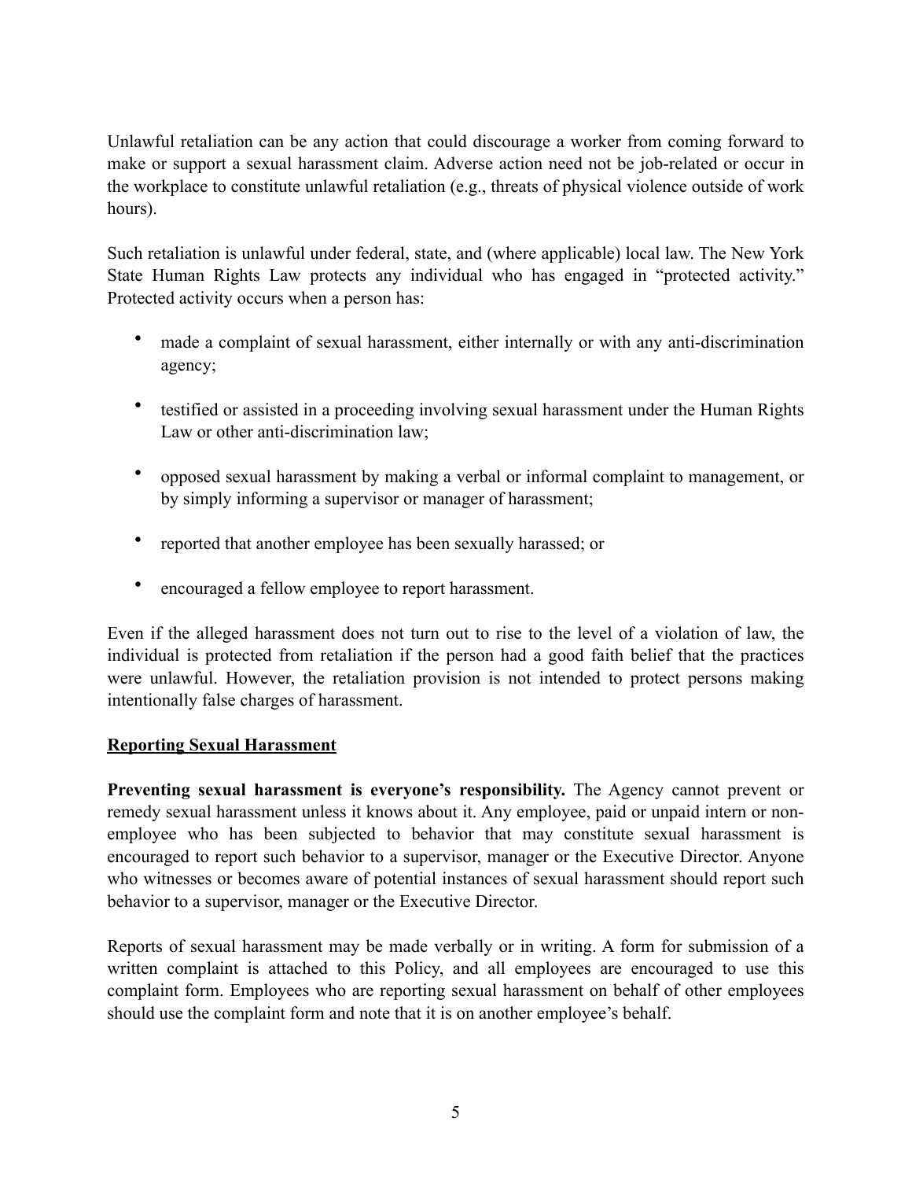Unlawful retaliation can be any action that could discourage a worker from coming forward to make or support a sexual harassment claim. Adverse action need not be job-related or occur in the workplace to constitute unlawful retaliation (e.g., threats of physical violence outside of work hours).

Such retaliation is unlawful under federal, state, and (where applicable) local law. The New York State Human Rights Law protects any individual who has engaged in "protected activity." Protected activity occurs when a person has:

- made a complaint of sexual harassment, either internally or with any anti-discrimination agency;
- testified or assisted in a proceeding involving sexual harassment under the Human Rights Law or other anti-discrimination law;
- opposed sexual harassment by making a verbal or informal complaint to management, or by simply informing a supervisor or manager of harassment;
- reported that another employee has been sexually harassed; or
- encouraged a fellow employee to report harassment.

Even if the alleged harassment does not turn out to rise to the level of a violation of law, the individual is protected from retaliation if the person had a good faith belief that the practices were unlawful. However, the retaliation provision is not intended to protect persons making intentionally false charges of harassment.

## Reporting Sexual Harassment

**Preventing sexual harassment is everyone's responsibility.** The Agency cannot prevent or remedy sexual harassment unless it knows about it. Any employee, paid or unpaid intern or non-employee who has been subjected to behavior that may constitute sexual harassment is encouraged to report such behavior to a supervisor, manager or the Executive Director. Anyone who witnesses or becomes aware of potential instances of sexual harassment should report such behavior to a supervisor, manager or the Executive Director.

Reports of sexual harassment may be made verbally or in writing. A form for submission of a written complaint is attached to this Policy, and all employees are encouraged to use this complaint form. Employees who are reporting sexual harassment on behalf of other employees should use the complaint form and note that it is on another employee's behalf.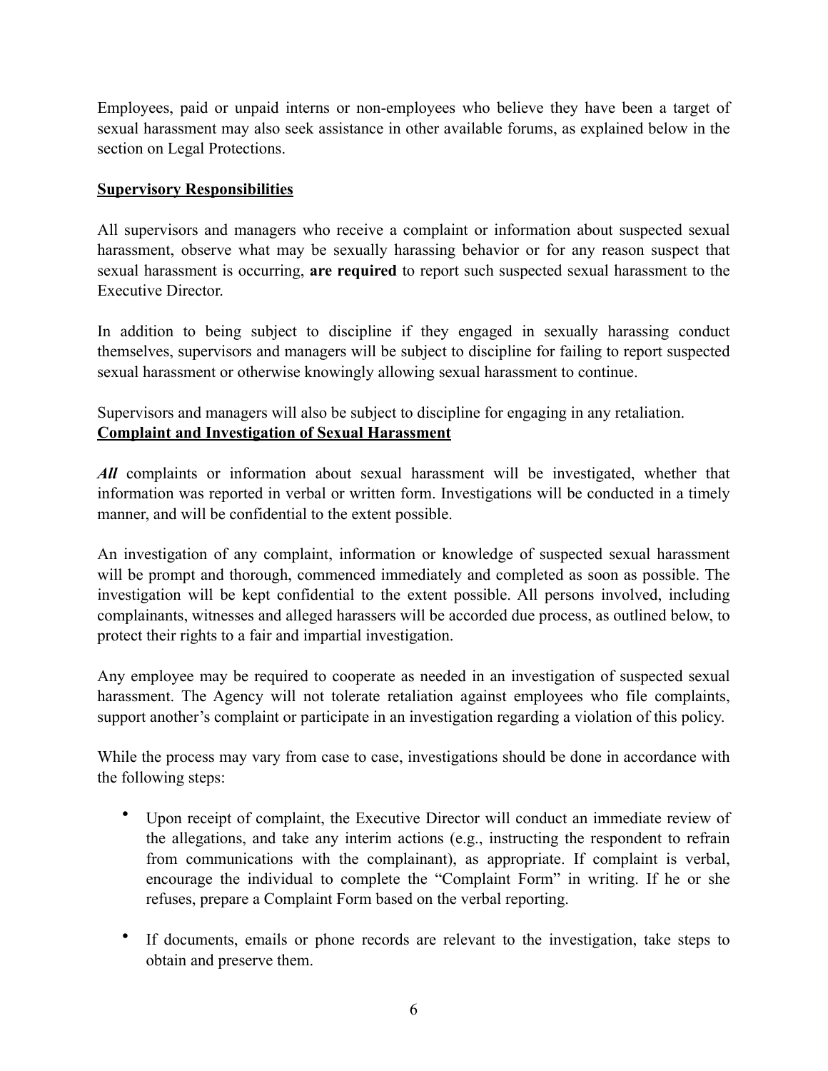Employees, paid or unpaid interns or non-employees who believe they have been a target of sexual harassment may also seek assistance in other available forums, as explained below in the section on Legal Protections.

**Supervisory Responsibilities**

All supervisors and managers who receive a complaint or information about suspected sexual harassment, observe what may be sexually harassing behavior or for any reason suspect that sexual harassment is occurring, **are required** to report such suspected sexual harassment to the Executive Director.

In addition to being subject to discipline if they engaged in sexually harassing conduct themselves, supervisors and managers will be subject to discipline for failing to report suspected sexual harassment or otherwise knowingly allowing sexual harassment to continue.

Supervisors and managers will also be subject to discipline for engaging in any retaliation.

**Complaint and Investigation of Sexual Harassment**

***All*** complaints or information about sexual harassment will be investigated, whether that information was reported in verbal or written form. Investigations will be conducted in a timely manner, and will be confidential to the extent possible.

An investigation of any complaint, information or knowledge of suspected sexual harassment will be prompt and thorough, commenced immediately and completed as soon as possible. The investigation will be kept confidential to the extent possible. All persons involved, including complainants, witnesses and alleged harassers will be accorded due process, as outlined below, to protect their rights to a fair and impartial investigation.

Any employee may be required to cooperate as needed in an investigation of suspected sexual harassment. The Agency will not tolerate retaliation against employees who file complaints, support another's complaint or participate in an investigation regarding a violation of this policy.

While the process may vary from case to case, investigations should be done in accordance with the following steps:

- Upon receipt of complaint, the Executive Director will conduct an immediate review of the allegations, and take any interim actions (e.g., instructing the respondent to refrain from communications with the complainant), as appropriate. If complaint is verbal, encourage the individual to complete the "Complaint Form" in writing. If he or she refuses, prepare a Complaint Form based on the verbal reporting.

- If documents, emails or phone records are relevant to the investigation, take steps to obtain and preserve them.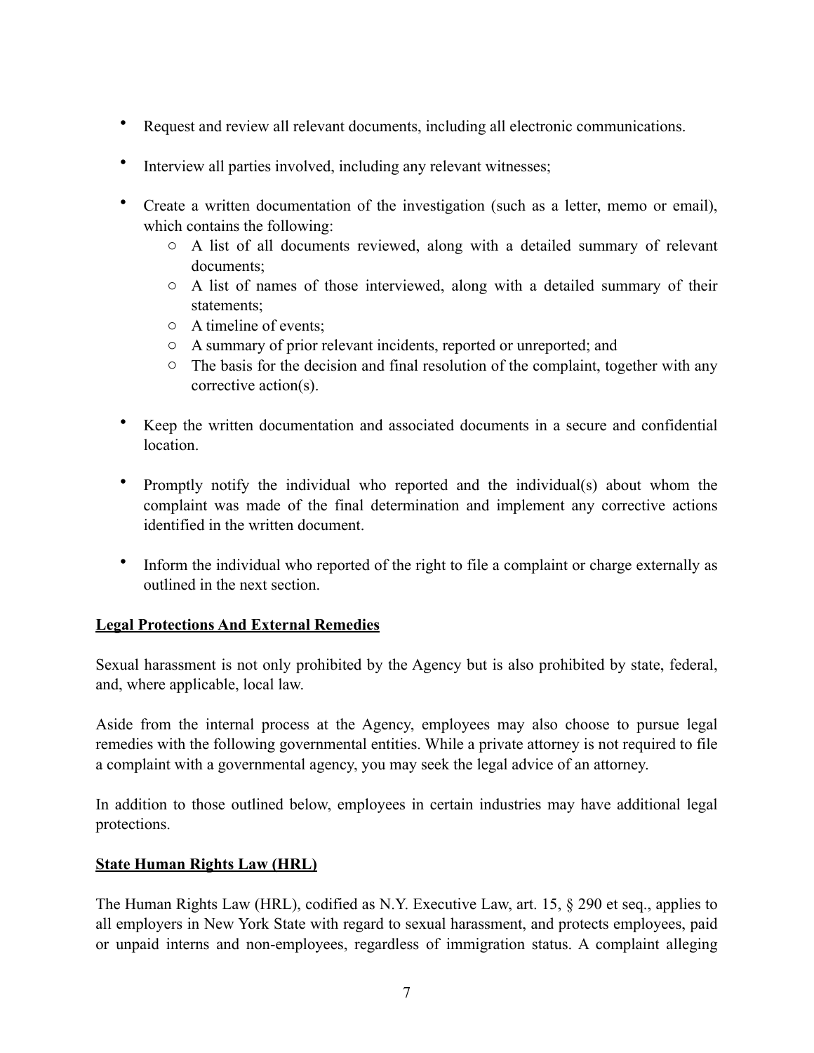- Request and review all relevant documents, including all electronic communications.
- Interview all parties involved, including any relevant witnesses;
- Create a written documentation of the investigation (such as a letter, memo or email), which contains the following:
  - A list of all documents reviewed, along with a detailed summary of relevant documents;
  - A list of names of those interviewed, along with a detailed summary of their statements;
  - A timeline of events;
  - A summary of prior relevant incidents, reported or unreported; and
  - The basis for the decision and final resolution of the complaint, together with any corrective action(s).
- Keep the written documentation and associated documents in a secure and confidential location.
- Promptly notify the individual who reported and the individual(s) about whom the complaint was made of the final determination and implement any corrective actions identified in the written document.
- Inform the individual who reported of the right to file a complaint or charge externally as outlined in the next section.

## Legal Protections And External Remedies

Sexual harassment is not only prohibited by the Agency but is also prohibited by state, federal, and, where applicable, local law.

Aside from the internal process at the Agency, employees may also choose to pursue legal remedies with the following governmental entities. While a private attorney is not required to file a complaint with a governmental agency, you may seek the legal advice of an attorney.

In addition to those outlined below, employees in certain industries may have additional legal protections.

## State Human Rights Law (HRL)

The Human Rights Law (HRL), codified as N.Y. Executive Law, art. 15, § 290 et seq., applies to all employers in New York State with regard to sexual harassment, and protects employees, paid or unpaid interns and non-employees, regardless of immigration status. A complaint alleging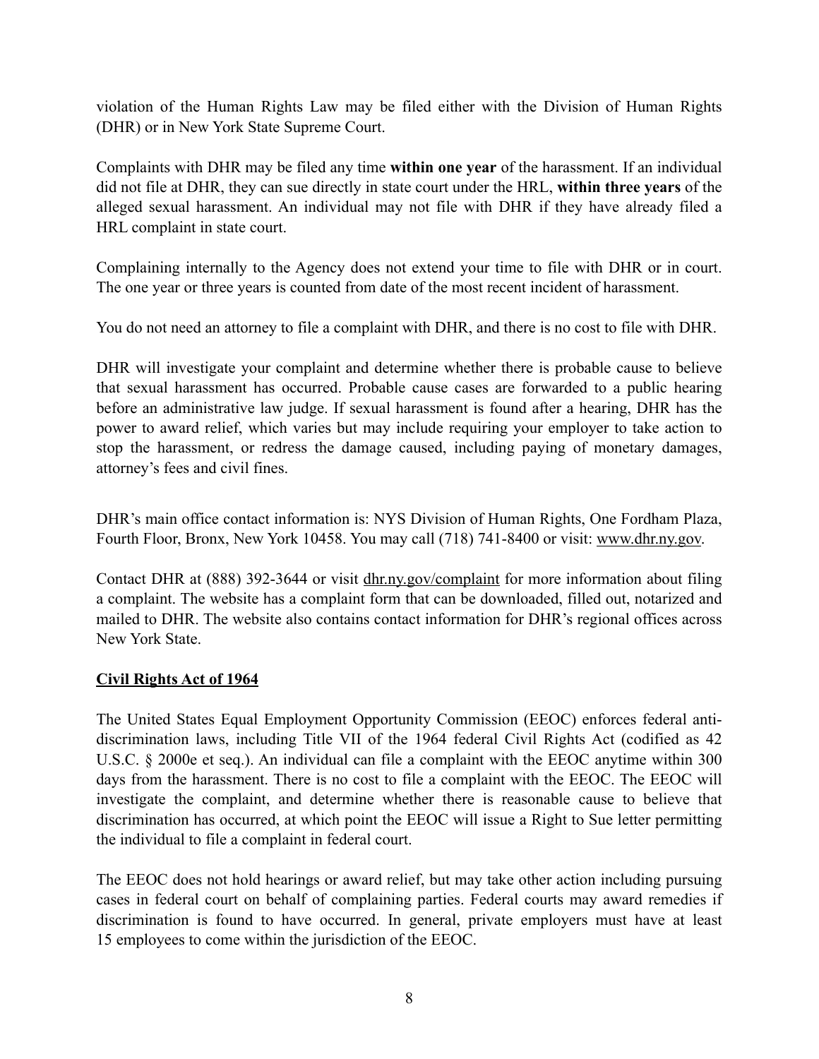violation of the Human Rights Law may be filed either with the Division of Human Rights (DHR) or in New York State Supreme Court.

Complaints with DHR may be filed any time **within one year** of the harassment. If an individual did not file at DHR, they can sue directly in state court under the HRL, **within three years** of the alleged sexual harassment. An individual may not file with DHR if they have already filed a HRL complaint in state court.

Complaining internally to the Agency does not extend your time to file with DHR or in court. The one year or three years is counted from date of the most recent incident of harassment.

You do not need an attorney to file a complaint with DHR, and there is no cost to file with DHR.

DHR will investigate your complaint and determine whether there is probable cause to believe that sexual harassment has occurred. Probable cause cases are forwarded to a public hearing before an administrative law judge. If sexual harassment is found after a hearing, DHR has the power to award relief, which varies but may include requiring your employer to take action to stop the harassment, or redress the damage caused, including paying of monetary damages, attorney's fees and civil fines.

DHR's main office contact information is: NYS Division of Human Rights, One Fordham Plaza, Fourth Floor, Bronx, New York 10458. You may call (718) 741-8400 or visit: www.dhr.ny.gov.

Contact DHR at (888) 392-3644 or visit dhr.ny.gov/complaint for more information about filing a complaint. The website has a complaint form that can be downloaded, filled out, notarized and mailed to DHR. The website also contains contact information for DHR's regional offices across New York State.

## Civil Rights Act of 1964

The United States Equal Employment Opportunity Commission (EEOC) enforces federal anti-discrimination laws, including Title VII of the 1964 federal Civil Rights Act (codified as 42 U.S.C. § 2000e et seq.). An individual can file a complaint with the EEOC anytime within 300 days from the harassment. There is no cost to file a complaint with the EEOC. The EEOC will investigate the complaint, and determine whether there is reasonable cause to believe that discrimination has occurred, at which point the EEOC will issue a Right to Sue letter permitting the individual to file a complaint in federal court.

The EEOC does not hold hearings or award relief, but may take other action including pursuing cases in federal court on behalf of complaining parties. Federal courts may award remedies if discrimination is found to have occurred. In general, private employers must have at least 15 employees to come within the jurisdiction of the EEOC.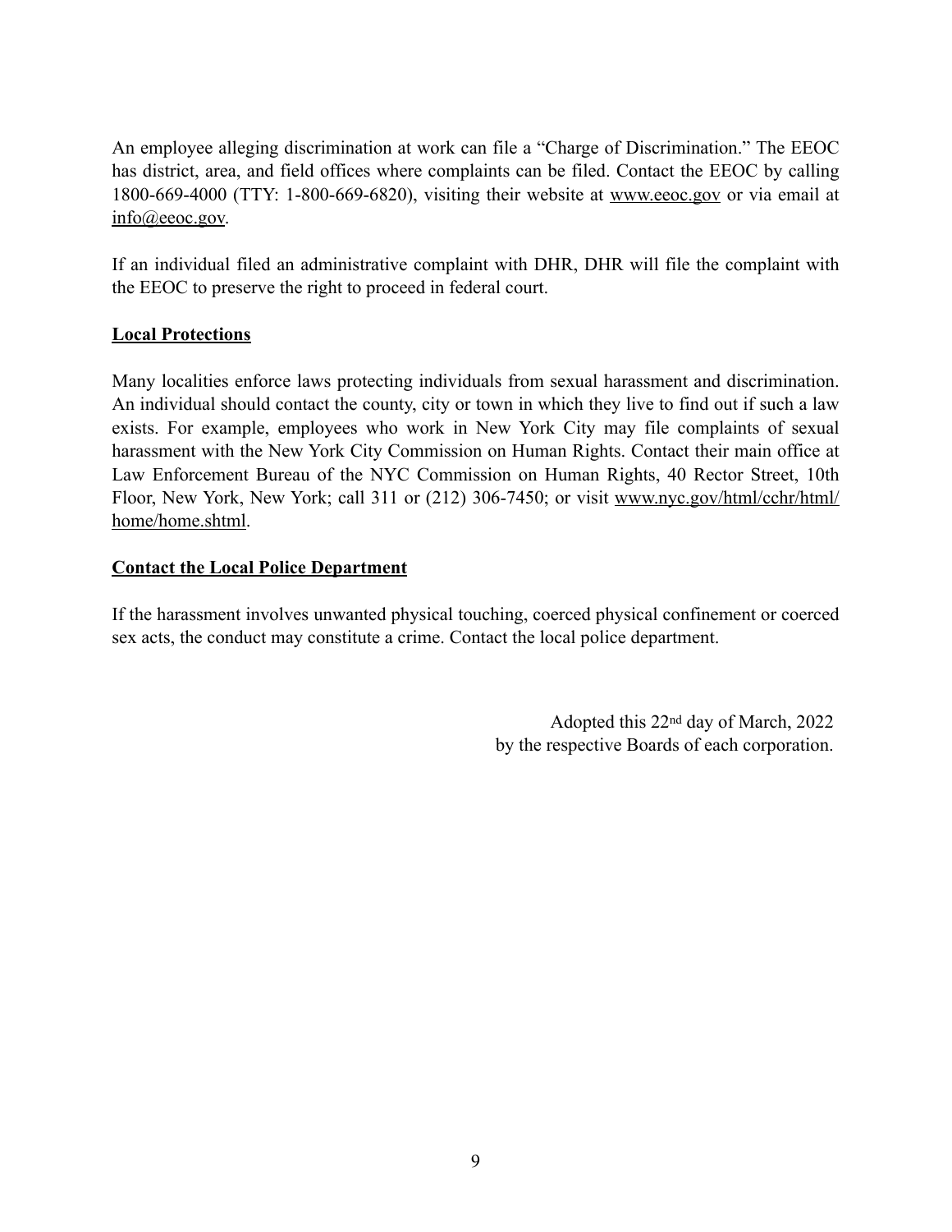An employee alleging discrimination at work can file a "Charge of Discrimination." The EEOC has district, area, and field offices where complaints can be filed. Contact the EEOC by calling 1800-669-4000 (TTY: 1-800-669-6820), visiting their website at www.eeoc.gov or via email at info@eeoc.gov.

If an individual filed an administrative complaint with DHR, DHR will file the complaint with the EEOC to preserve the right to proceed in federal court.

**Local Protections**

Many localities enforce laws protecting individuals from sexual harassment and discrimination. An individual should contact the county, city or town in which they live to find out if such a law exists. For example, employees who work in New York City may file complaints of sexual harassment with the New York City Commission on Human Rights. Contact their main office at Law Enforcement Bureau of the NYC Commission on Human Rights, 40 Rector Street, 10th Floor, New York, New York; call 311 or (212) 306-7450; or visit www.nyc.gov/html/cchr/html/home/home.shtml.

**Contact the Local Police Department**

If the harassment involves unwanted physical touching, coerced physical confinement or coerced sex acts, the conduct may constitute a crime. Contact the local police department.

Adopted this 22nd day of March, 2022
by the respective Boards of each corporation.